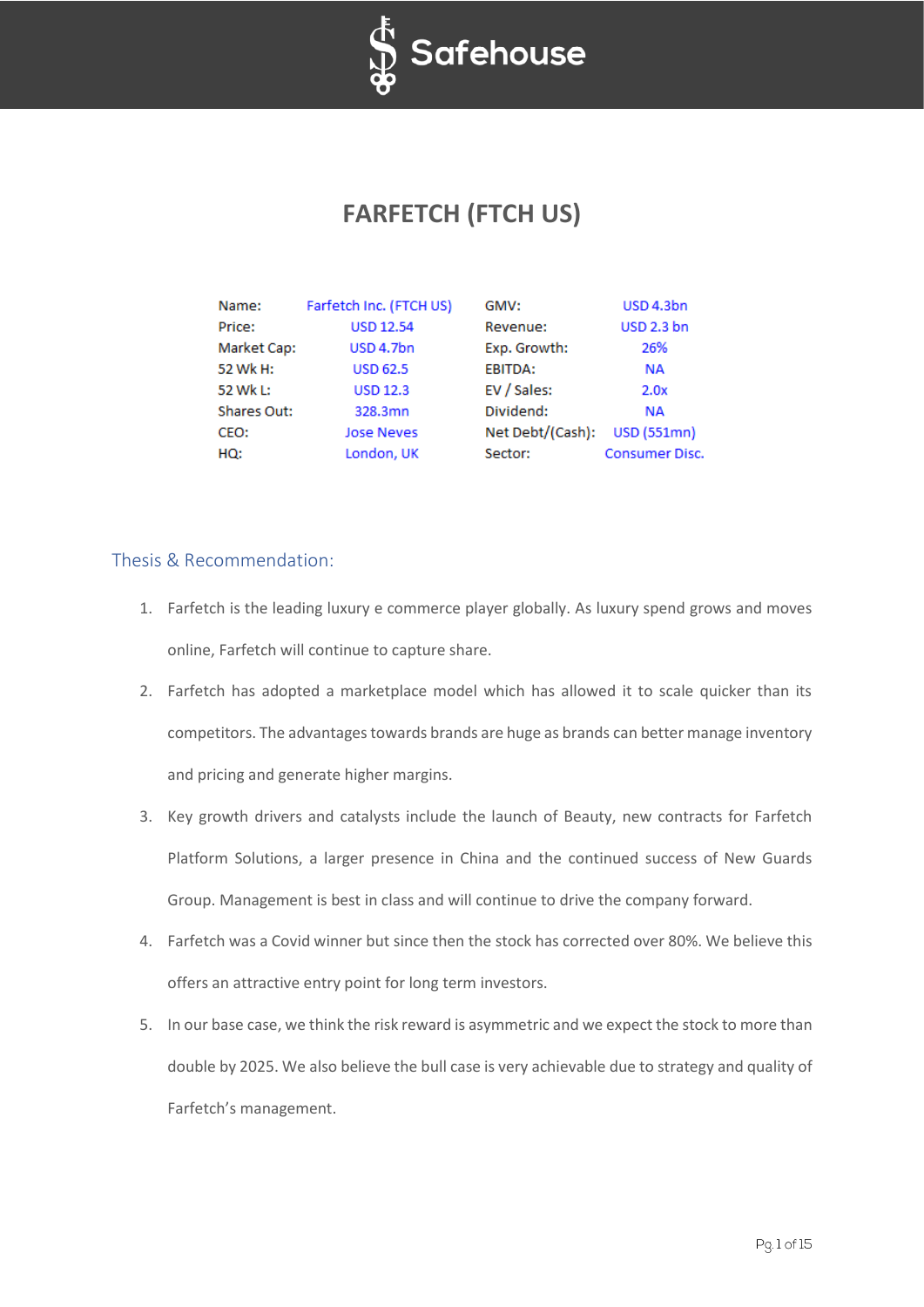Safehouse

# FARFETCH (FTCH US)

| | | | |
|---|---|---|---|
| Name: | Farfetch Inc. (FTCH US) | GMV: | USD 4.3bn |
| Price: | USD 12.54 | Revenue: | USD 2.3 bn |
| Market Cap: | USD 4.7bn | Exp. Growth: | 26% |
| 52 Wk H: | USD 62.5 | EBITDA: | NA |
| 52 Wk L: | USD 12.3 | EV / Sales: | 2.0x |
| Shares Out: | 328.3mn | Dividend: | NA |
| CEO: | Jose Neves | Net Debt/(Cash): | USD (551mn) |
| HQ: | London, UK | Sector: | Consumer Disc. |

## Thesis & Recommendation:

1. Farfetch is the leading luxury e commerce player globally. As luxury spend grows and moves online, Farfetch will continue to capture share.
2. Farfetch has adopted a marketplace model which has allowed it to scale quicker than its competitors. The advantages towards brands are huge as brands can better manage inventory and pricing and generate higher margins.
3. Key growth drivers and catalysts include the launch of Beauty, new contracts for Farfetch Platform Solutions, a larger presence in China and the continued success of New Guards Group. Management is best in class and will continue to drive the company forward.
4. Farfetch was a Covid winner but since then the stock has corrected over 80%. We believe this offers an attractive entry point for long term investors.
5. In our base case, we think the risk reward is asymmetric and we expect the stock to more than double by 2025. We also believe the bull case is very achievable due to strategy and quality of Farfetch's management.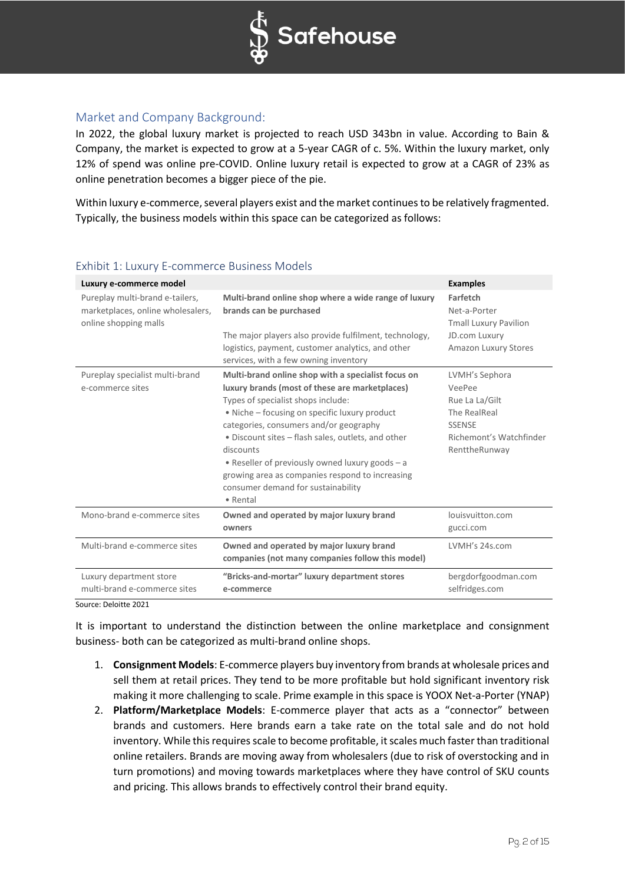## Market and Company Background:

In 2022, the global luxury market is projected to reach USD 343bn in value. According to Bain & Company, the market is expected to grow at a 5-year CAGR of c. 5%. Within the luxury market, only 12% of spend was online pre-COVID. Online luxury retail is expected to grow at a CAGR of 23% as online penetration becomes a bigger piece of the pie.

Within luxury e-commerce, several players exist and the market continues to be relatively fragmented. Typically, the business models within this space can be categorized as follows:

### Exhibit 1: Luxury E-commerce Business Models

| Luxury e-commerce model | | Examples |
|---|---|---|
| Pureplay multi-brand e-tailers, marketplaces, online wholesalers, online shopping malls | **Multi-brand online shop where a wide range of luxury brands can be purchased**<br><br>The major players also provide fulfilment, technology, logistics, payment, customer analytics, and other services, with a few owning inventory | **Farfetch**<br>Net-a-Porter<br>Tmall Luxury Pavilion<br>JD.com Luxury<br>Amazon Luxury Stores |
| Pureplay specialist multi-brand e-commerce sites | **Multi-brand online shop with a specialist focus on luxury brands (most of these are marketplaces)**<br>Types of specialist shops include:<br>• Niche – focusing on specific luxury product categories, consumers and/or geography<br>• Discount sites – flash sales, outlets, and other discounts<br>• Reseller of previously owned luxury goods – a growing area as companies respond to increasing consumer demand for sustainability<br>• Rental | LVMH's Sephora<br>VeePee<br>Rue La La/Gilt<br>The RealReal<br>SSENSE<br>Richemont's Watchfinder<br>RenttheRunway |
| Mono-brand e-commerce sites | **Owned and operated by major luxury brand owners** | louisvuitton.com<br>gucci.com |
| Multi-brand e-commerce sites | **Owned and operated by major luxury brand companies (not many companies follow this model)** | LVMH's 24s.com |
| Luxury department store multi-brand e-commerce sites | **"Bricks-and-mortar" luxury department stores e-commerce** | bergdorfgoodman.com<br>selfridges.com |

Source: Deloitte 2021

It is important to understand the distinction between the online marketplace and consignment business- both can be categorized as multi-brand online shops.

1. **Consignment Models**: E-commerce players buy inventory from brands at wholesale prices and sell them at retail prices. They tend to be more profitable but hold significant inventory risk making it more challenging to scale. Prime example in this space is YOOX Net-a-Porter (YNAP)
2. **Platform/Marketplace Models**: E-commerce player that acts as a "connector" between brands and customers. Here brands earn a take rate on the total sale and do not hold inventory. While this requires scale to become profitable, it scales much faster than traditional online retailers. Brands are moving away from wholesalers (due to risk of overstocking and in turn promotions) and moving towards marketplaces where they have control of SKU counts and pricing. This allows brands to effectively control their brand equity.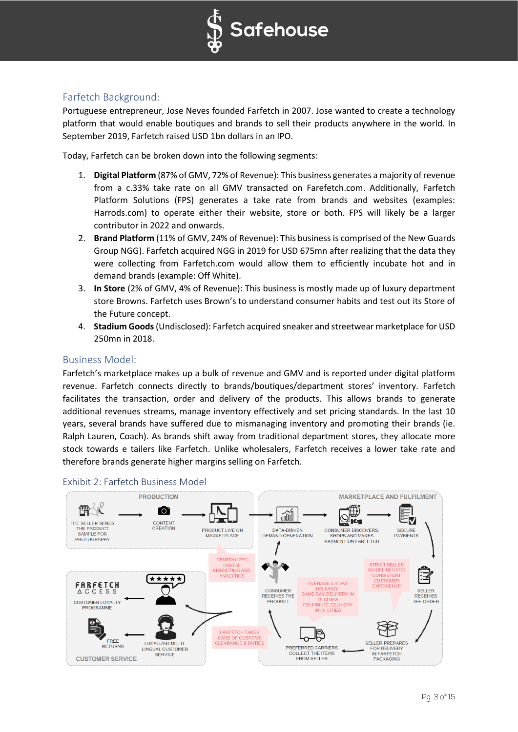## Farfetch Background:

Portuguese entrepreneur, Jose Neves founded Farfetch in 2007. Jose wanted to create a technology platform that would enable boutiques and brands to sell their products anywhere in the world. In September 2019, Farfetch raised USD 1bn dollars in an IPO.

Today, Farfetch can be broken down into the following segments:

1. **Digital Platform** (87% of GMV, 72% of Revenue): This business generates a majority of revenue from a c.33% take rate on all GMV transacted on Farefetch.com. Additionally, Farfetch Platform Solutions (FPS) generates a take rate from brands and websites (examples: Harrods.com) to operate either their website, store or both. FPS will likely be a larger contributor in 2022 and onwards.
2. **Brand Platform** (11% of GMV, 24% of Revenue): This business is comprised of the New Guards Group NGG). Farfetch acquired NGG in 2019 for USD 675mn after realizing that the data they were collecting from Farfetch.com would allow them to efficiently incubate hot and in demand brands (example: Off White).
3. **In Store** (2% of GMV, 4% of Revenue): This business is mostly made up of luxury department store Browns. Farfetch uses Brown's to understand consumer habits and test out its Store of the Future concept.
4. **Stadium Goods** (Undisclosed): Farfetch acquired sneaker and streetwear marketplace for USD 250mn in 2018.

## Business Model:

Farfetch's marketplace makes up a bulk of revenue and GMV and is reported under digital platform revenue. Farfetch connects directly to brands/boutiques/department stores' inventory. Farfetch facilitates the transaction, order and delivery of the products. This allows brands to generate additional revenues streams, manage inventory effectively and set pricing standards. In the last 10 years, several brands have suffered due to mismanaging inventory and promoting their brands (ie. Ralph Lauren, Coach). As brands shift away from traditional department stores, they allocate more stock towards e tailers like Farfetch. Unlike wholesalers, Farfetch receives a lower take rate and therefore brands generate higher margins selling on Farfetch.

### Exhibit 2: Farfetch Business Model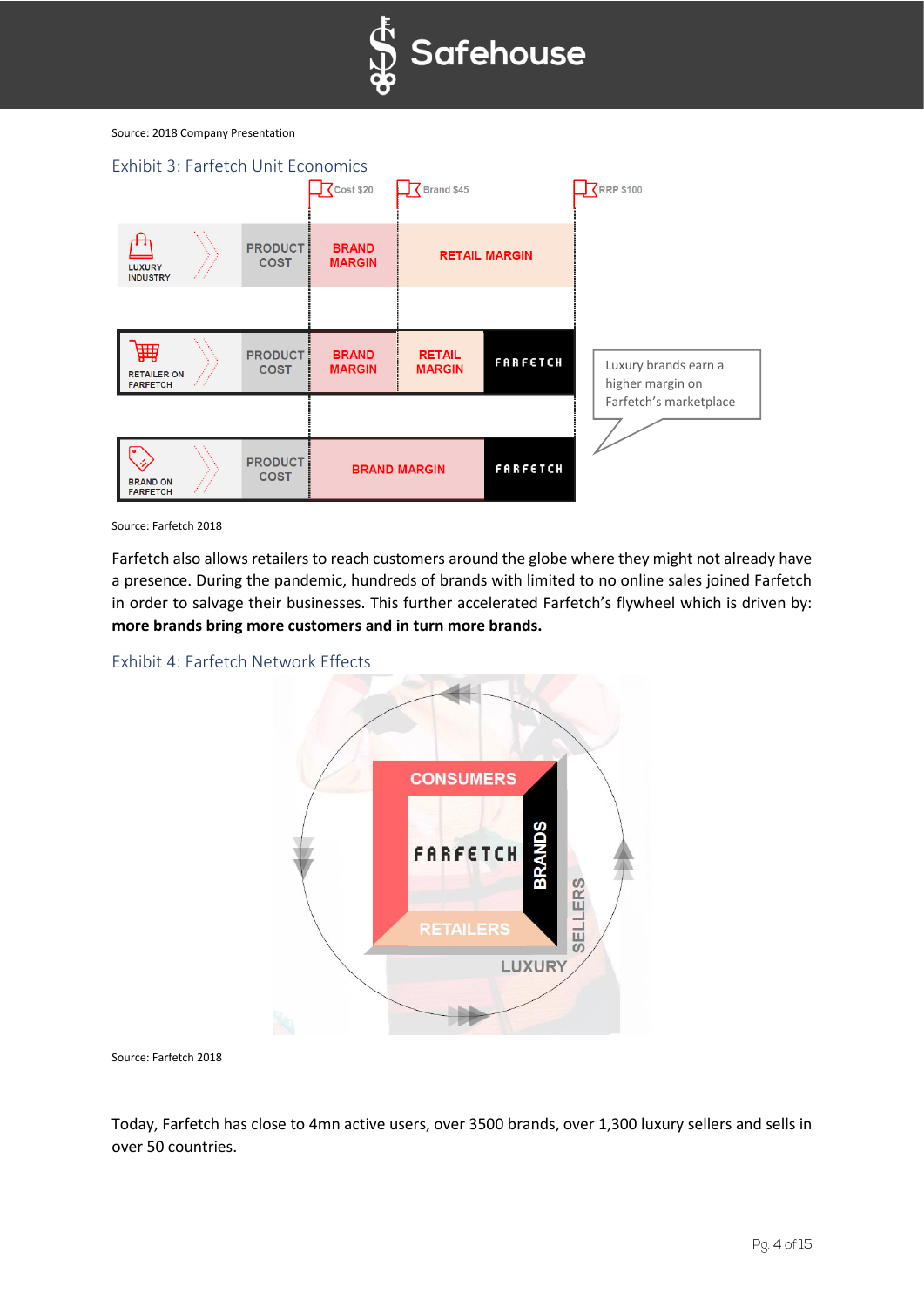Source: 2018 Company Presentation

### Exhibit 3: Farfetch Unit Economics

Source: Farfetch 2018

Farfetch also allows retailers to reach customers around the globe where they might not already have a presence. During the pandemic, hundreds of brands with limited to no online sales joined Farfetch in order to salvage their businesses. This further accelerated Farfetch's flywheel which is driven by: **more brands bring more customers and in turn more brands.**

### Exhibit 4: Farfetch Network Effects

Source: Farfetch 2018

Today, Farfetch has close to 4mn active users, over 3500 brands, over 1,300 luxury sellers and sells in over 50 countries.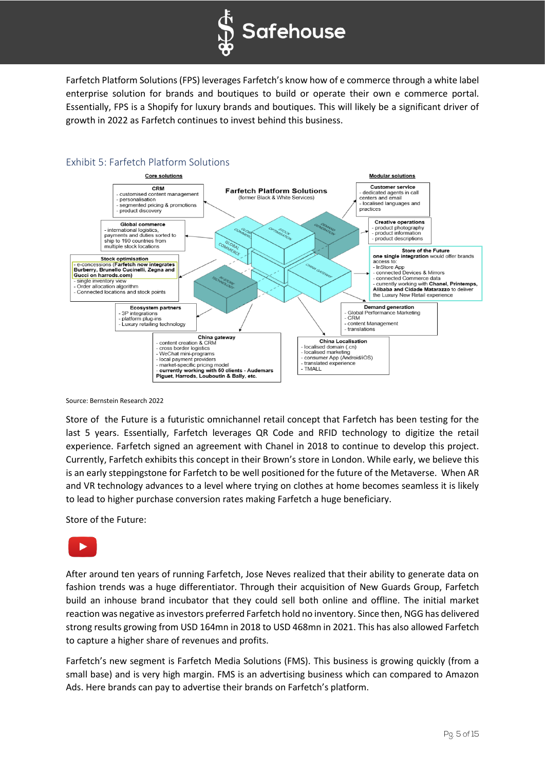Farfetch Platform Solutions (FPS) leverages Farfetch's know how of e commerce through a white label enterprise solution for brands and boutiques to build or operate their own e commerce portal. Essentially, FPS is a Shopify for luxury brands and boutiques. This will likely be a significant driver of growth in 2022 as Farfetch continues to invest behind this business.

## Exhibit 5: Farfetch Platform Solutions

**Farfetch Platform Solutions** (former Black & White Services)

**Core solutions**

**CRM**
- customised content management
- personalisation
- segmented pricing & promotions
- product discovery

**Global commerce**
- international logistics, payments and duties sorted to ship to 190 countries from multiple stock locations

**Stock optimisation**
- e-concessions (**Farfetch now integrates Burberry, Brunello Cucinelli, Zegna and Gucci on harrods.com)**
- single inventory view
- Order allocation algorithm
- Connected locations and stock points

**Ecosystem partners**
- 3P integrations
- platform plug-ins
- Luxury retailing technology

**China gateway**
- content creation & CRM
- cross border logistics
- WeChat mini-programs
- local payment providers
- market-specific pricing model
- **currently working with 50 clients - Audemars Piguet, Harrods, Louboutin & Bally, etc.**

**Modular solutions**

**Customer service**
- dedicated agents in call centers and email
- localised languages and practices

**Creative operations**
- product photography
- product information
- product descriptions

**Store of the Future**
**one single integration** would offer brands access to:
- InStore App
- connected Devices & Mirrors
- connected Commerce data
- currently working with **Chanel, Printemps, Alibaba and Cidade Matarazzo** to deliver the Luxury New Retail experience

**Demand generation**
- Global Performance Marketing
- CRM
- content Management
- translations

**China Localisation**
- localised domain (.cn)
- localised marketing
- consumer App (Android/iOS)
- translated experience
- TMALL

Source: Bernstein Research 2022

Store of the Future is a futuristic omnichannel retail concept that Farfetch has been testing for the last 5 years. Essentially, Farfetch leverages QR Code and RFID technology to digitize the retail experience. Farfetch signed an agreement with Chanel in 2018 to continue to develop this project. Currently, Farfetch exhibits this concept in their Brown's store in London. While early, we believe this is an early steppingstone for Farfetch to be well positioned for the future of the Metaverse. When AR and VR technology advances to a level where trying on clothes at home becomes seamless it is likely to lead to higher purchase conversion rates making Farfetch a huge beneficiary.

Store of the Future:

After around ten years of running Farfetch, Jose Neves realized that their ability to generate data on fashion trends was a huge differentiator. Through their acquisition of New Guards Group, Farfetch build an inhouse brand incubator that they could sell both online and offline. The initial market reaction was negative as investors preferred Farfetch hold no inventory. Since then, NGG has delivered strong results growing from USD 164mn in 2018 to USD 468mn in 2021. This has also allowed Farfetch to capture a higher share of revenues and profits.

Farfetch's new segment is Farfetch Media Solutions (FMS). This business is growing quickly (from a small base) and is very high margin. FMS is an advertising business which can compared to Amazon Ads. Here brands can pay to advertise their brands on Farfetch's platform.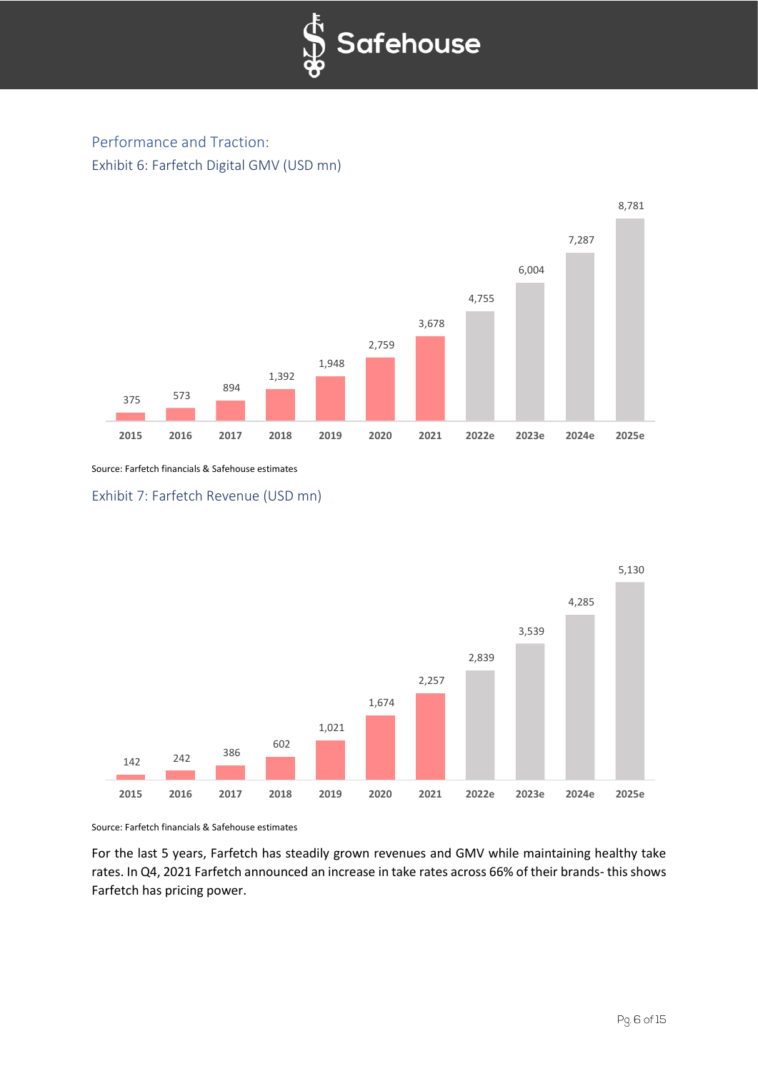## Performance and Traction:

### Exhibit 6: Farfetch Digital GMV (USD mn)

| 2015 | 2016 | 2017 | 2018 | 2019 | 2020 | 2021 | 2022e | 2023e | 2024e | 2025e |
|---|---|---|---|---|---|---|---|---|---|---|
| 375 | 573 | 894 | 1,392 | 1,948 | 2,759 | 3,678 | 4,755 | 6,004 | 7,287 | 8,781 |

Source: Farfetch financials & Safehouse estimates

### Exhibit 7: Farfetch Revenue (USD mn)

| 2015 | 2016 | 2017 | 2018 | 2019 | 2020 | 2021 | 2022e | 2023e | 2024e | 2025e |
|---|---|---|---|---|---|---|---|---|---|---|
| 142 | 242 | 386 | 602 | 1,021 | 1,674 | 2,257 | 2,839 | 3,539 | 4,285 | 5,130 |

Source: Farfetch financials & Safehouse estimates

For the last 5 years, Farfetch has steadily grown revenues and GMV while maintaining healthy take rates. In Q4, 2021 Farfetch announced an increase in take rates across 66% of their brands- this shows Farfetch has pricing power.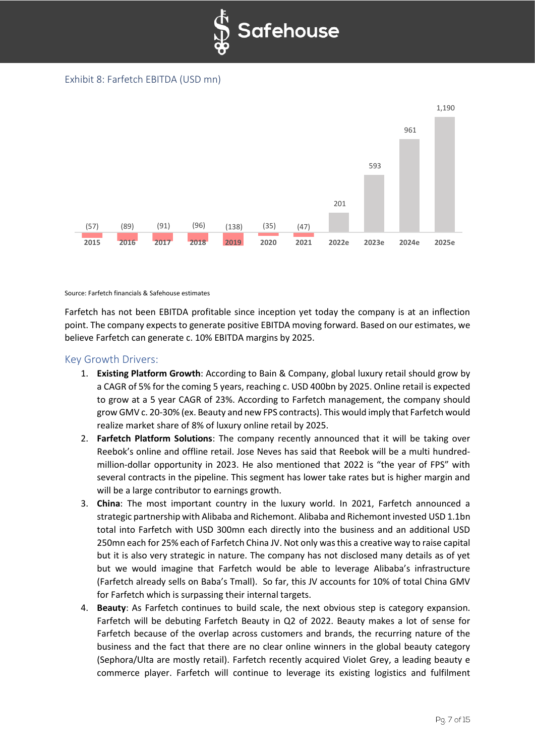Exhibit 8: Farfetch EBITDA (USD mn)

| 2015 | 2016 | 2017 | 2018 | 2019 | 2020 | 2021 | 2022e | 2023e | 2024e | 2025e |
|---|---|---|---|---|---|---|---|---|---|---|
| (57) | (89) | (91) | (96) | (138) | (35) | (47) | 201 | 593 | 961 | 1,190 |

Source: Farfetch financials & Safehouse estimates

Farfetch has not been EBITDA profitable since inception yet today the company is at an inflection point. The company expects to generate positive EBITDA moving forward. Based on our estimates, we believe Farfetch can generate c. 10% EBITDA margins by 2025.

## Key Growth Drivers:

1. **Existing Platform Growth**: According to Bain & Company, global luxury retail should grow by a CAGR of 5% for the coming 5 years, reaching c. USD 400bn by 2025. Online retail is expected to grow at a 5 year CAGR of 23%. According to Farfetch management, the company should grow GMV c. 20-30% (ex. Beauty and new FPS contracts). This would imply that Farfetch would realize market share of 8% of luxury online retail by 2025.
2. **Farfetch Platform Solutions**: The company recently announced that it will be taking over Reebok's online and offline retail. Jose Neves has said that Reebok will be a multi hundred-million-dollar opportunity in 2023. He also mentioned that 2022 is "the year of FPS" with several contracts in the pipeline. This segment has lower take rates but is higher margin and will be a large contributor to earnings growth.
3. **China**: The most important country in the luxury world. In 2021, Farfetch announced a strategic partnership with Alibaba and Richemont. Alibaba and Richemont invested USD 1.1bn total into Farfetch with USD 300mn each directly into the business and an additional USD 250mn each for 25% each of Farfetch China JV. Not only was this a creative way to raise capital but it is also very strategic in nature. The company has not disclosed many details as of yet but we would imagine that Farfetch would be able to leverage Alibaba's infrastructure (Farfetch already sells on Baba's Tmall). So far, this JV accounts for 10% of total China GMV for Farfetch which is surpassing their internal targets.
4. **Beauty**: As Farfetch continues to build scale, the next obvious step is category expansion. Farfetch will be debuting Farfetch Beauty in Q2 of 2022. Beauty makes a lot of sense for Farfetch because of the overlap across customers and brands, the recurring nature of the business and the fact that there are no clear online winners in the global beauty category (Sephora/Ulta are mostly retail). Farfetch recently acquired Violet Grey, a leading beauty e commerce player. Farfetch will continue to leverage its existing logistics and fulfilment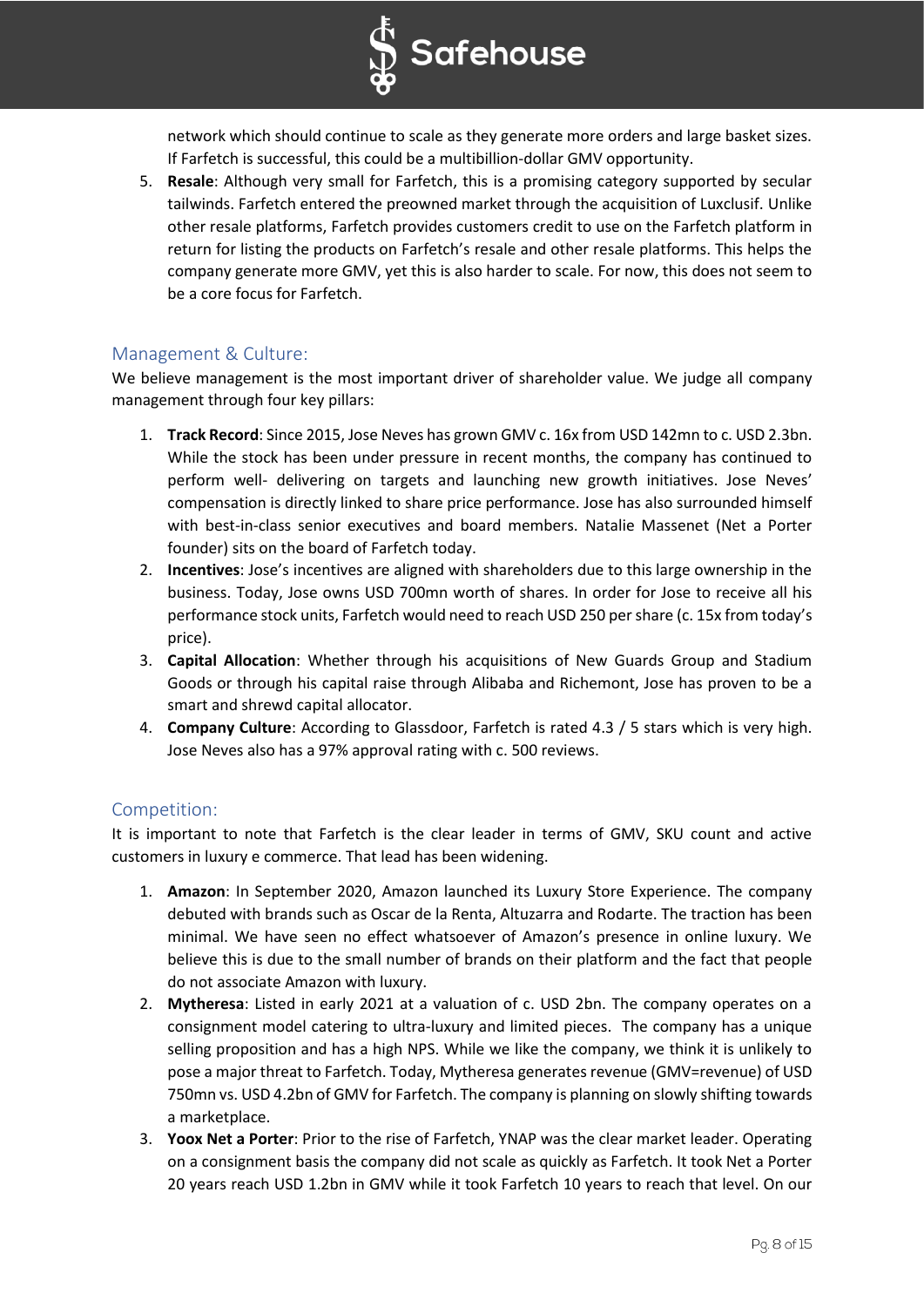network which should continue to scale as they generate more orders and large basket sizes. If Farfetch is successful, this could be a multibillion-dollar GMV opportunity.

5. **Resale**: Although very small for Farfetch, this is a promising category supported by secular tailwinds. Farfetch entered the preowned market through the acquisition of Luxclusif. Unlike other resale platforms, Farfetch provides customers credit to use on the Farfetch platform in return for listing the products on Farfetch's resale and other resale platforms. This helps the company generate more GMV, yet this is also harder to scale. For now, this does not seem to be a core focus for Farfetch.

## Management & Culture:

We believe management is the most important driver of shareholder value. We judge all company management through four key pillars:

1. **Track Record**: Since 2015, Jose Neves has grown GMV c. 16x from USD 142mn to c. USD 2.3bn. While the stock has been under pressure in recent months, the company has continued to perform well- delivering on targets and launching new growth initiatives. Jose Neves' compensation is directly linked to share price performance. Jose has also surrounded himself with best-in-class senior executives and board members. Natalie Massenet (Net a Porter founder) sits on the board of Farfetch today.
2. **Incentives**: Jose's incentives are aligned with shareholders due to this large ownership in the business. Today, Jose owns USD 700mn worth of shares. In order for Jose to receive all his performance stock units, Farfetch would need to reach USD 250 per share (c. 15x from today's price).
3. **Capital Allocation**: Whether through his acquisitions of New Guards Group and Stadium Goods or through his capital raise through Alibaba and Richemont, Jose has proven to be a smart and shrewd capital allocator.
4. **Company Culture**: According to Glassdoor, Farfetch is rated 4.3 / 5 stars which is very high. Jose Neves also has a 97% approval rating with c. 500 reviews.

## Competition:

It is important to note that Farfetch is the clear leader in terms of GMV, SKU count and active customers in luxury e commerce. That lead has been widening.

1. **Amazon**: In September 2020, Amazon launched its Luxury Store Experience. The company debuted with brands such as Oscar de la Renta, Altuzarra and Rodarte. The traction has been minimal. We have seen no effect whatsoever of Amazon's presence in online luxury. We believe this is due to the small number of brands on their platform and the fact that people do not associate Amazon with luxury.
2. **Mytheresa**: Listed in early 2021 at a valuation of c. USD 2bn. The company operates on a consignment model catering to ultra-luxury and limited pieces. The company has a unique selling proposition and has a high NPS. While we like the company, we think it is unlikely to pose a major threat to Farfetch. Today, Mytheresa generates revenue (GMV=revenue) of USD 750mn vs. USD 4.2bn of GMV for Farfetch. The company is planning on slowly shifting towards a marketplace.
3. **Yoox Net a Porter**: Prior to the rise of Farfetch, YNAP was the clear market leader. Operating on a consignment basis the company did not scale as quickly as Farfetch. It took Net a Porter 20 years reach USD 1.2bn in GMV while it took Farfetch 10 years to reach that level. On our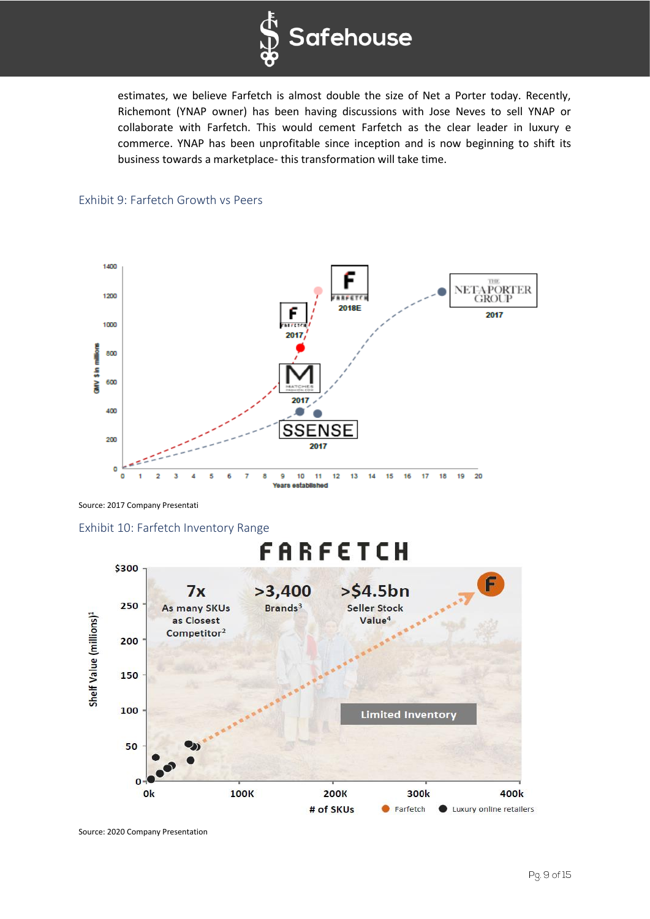estimates, we believe Farfetch is almost double the size of Net a Porter today. Recently, Richemont (YNAP owner) has been having discussions with Jose Neves to sell YNAP or collaborate with Farfetch. This would cement Farfetch as the clear leader in luxury e commerce. YNAP has been unprofitable since inception and is now beginning to shift its business towards a marketplace- this transformation will take time.

### Exhibit 9: Farfetch Growth vs Peers

Source: 2017 Company Presentati

### Exhibit 10: Farfetch Inventory Range

Source: 2020 Company Presentation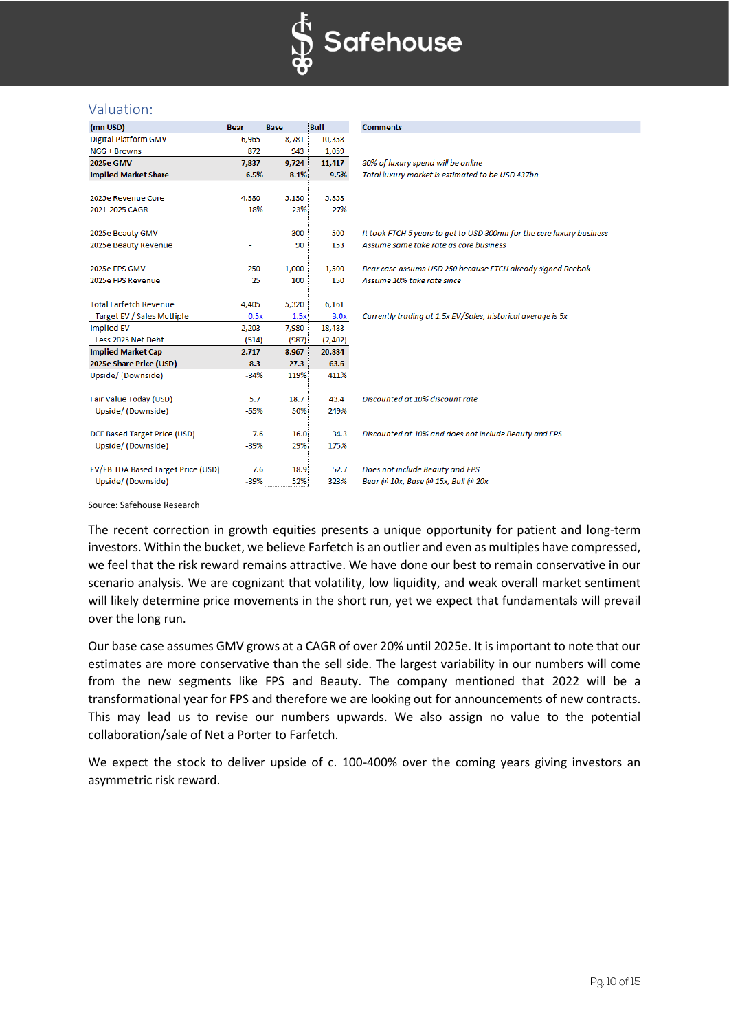## Valuation:

| (mn USD) | Bear | Base | Bull | Comments |
|---|---|---|---|---|
| Digital Platform GMV | 6,965 | 8,781 | 10,358 | |
| NGG + Browns | 872 | 943 | 1,059 | |
| **2025e GMV** | **7,837** | **9,724** | **11,417** | *30% of luxury spend will be online* |
| **Implied Market Share** | **6.5%** | **8.1%** | **9.5%** | *Total luxury market is estimated to be USD 437bn* |
| | | | | |
| 2025e Revenue Core | 4,380 | 5,130 | 5,858 | |
| 2021-2025 CAGR | 18% | 23% | 27% | |
| | | | | |
| 2025e Beauty GMV | - | 300 | 500 | *It took FTCH 5 years to get to USD 300mn for the core luxury business* |
| 2025e Beauty Revenue | - | 90 | 153 | *Assume same take rate as core business* |
| | | | | |
| 2025e FPS GMV | 250 | 1,000 | 1,500 | *Bear case assums USD 250 because FTCH already signed Reebok* |
| 2025e FPS Revenue | 25 | 100 | 150 | *Assume 10% take rate since* |
| | | | | |
| Total Farfetch Revenue | 4,405 | 5,320 | 6,161 | |
| Target EV / Sales Mutliple | 0.5x | 1.5x | 3.0x | *Currently trading at 1.5x EV/Sales, historical average is 5x* |
| Implied EV | 2,203 | 7,980 | 18,483 | |
| Less 2025 Net Debt | (514) | (987) | (2,402) | |
| **Implied Market Cap** | **2,717** | **8,967** | **20,884** | |
| **2025e Share Price (USD)** | **8.3** | **27.3** | **63.6** | |
| Upside/ (Downside) | -34% | 119% | 411% | |
| | | | | |
| Fair Value Today (USD) | 5.7 | 18.7 | 43.4 | *Discounted at 10% discount rate* |
| Upside/ (Downside) | -55% | 50% | 249% | |
| | | | | |
| DCF Based Target Price (USD) | 7.6 | 16.0 | 34.3 | *Discounted at 10% and does not include Beauty and FPS* |
| Upside/ (Downside) | -39% | 29% | 175% | |
| | | | | |
| EV/EBITDA Based Target Price (USD) | 7.6 | 18.9 | 52.7 | *Does not include Beauty and FPS* |
| Upside/ (Downside) | -39% | 52% | 323% | *Bear @ 10x, Base @ 15x, Bull @ 20x* |

Source: Safehouse Research

The recent correction in growth equities presents a unique opportunity for patient and long-term investors. Within the bucket, we believe Farfetch is an outlier and even as multiples have compressed, we feel that the risk reward remains attractive. We have done our best to remain conservative in our scenario analysis. We are cognizant that volatility, low liquidity, and weak overall market sentiment will likely determine price movements in the short run, yet we expect that fundamentals will prevail over the long run.

Our base case assumes GMV grows at a CAGR of over 20% until 2025e. It is important to note that our estimates are more conservative than the sell side. The largest variability in our numbers will come from the new segments like FPS and Beauty. The company mentioned that 2022 will be a transformational year for FPS and therefore we are looking out for announcements of new contracts. This may lead us to revise our numbers upwards. We also assign no value to the potential collaboration/sale of Net a Porter to Farfetch.

We expect the stock to deliver upside of c. 100-400% over the coming years giving investors an asymmetric risk reward.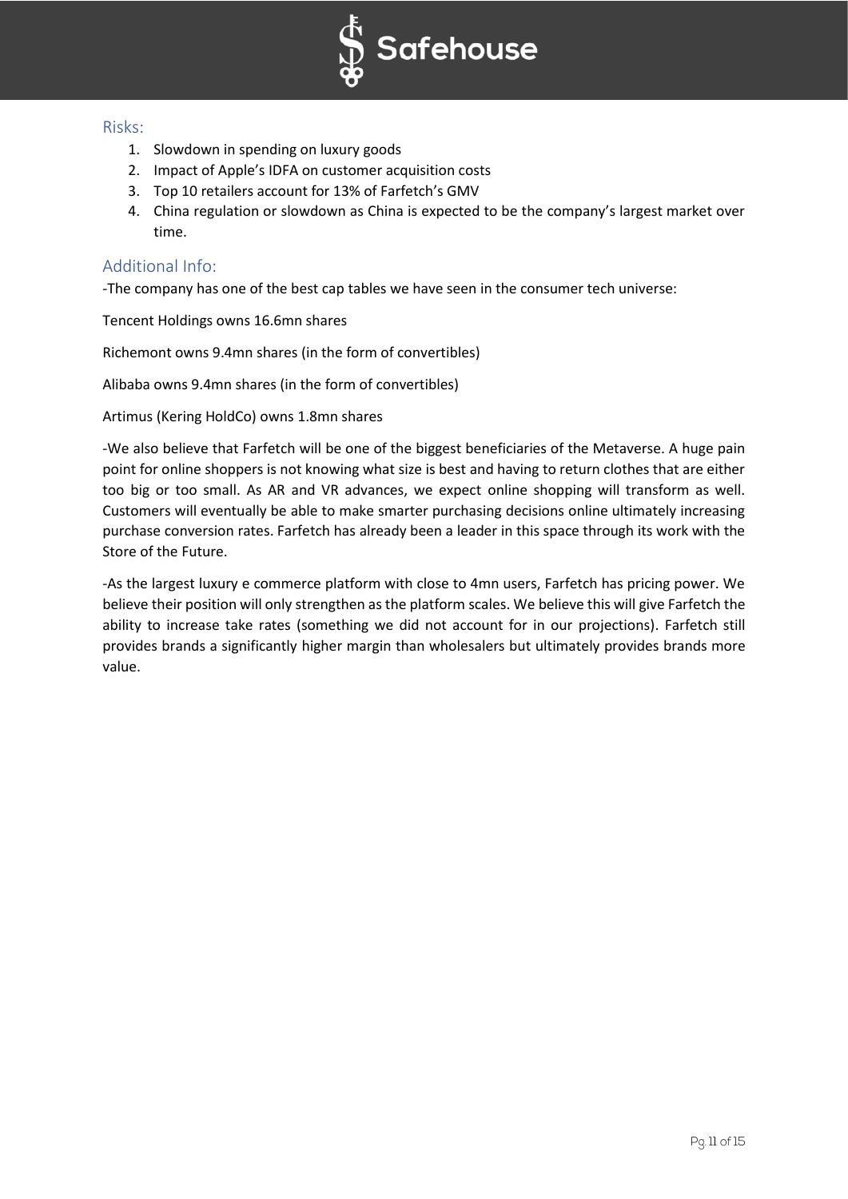## Risks:

1. Slowdown in spending on luxury goods
2. Impact of Apple's IDFA on customer acquisition costs
3. Top 10 retailers account for 13% of Farfetch's GMV
4. China regulation or slowdown as China is expected to be the company's largest market over time.

## Additional Info:

-The company has one of the best cap tables we have seen in the consumer tech universe:

Tencent Holdings owns 16.6mn shares

Richemont owns 9.4mn shares (in the form of convertibles)

Alibaba owns 9.4mn shares (in the form of convertibles)

Artimus (Kering HoldCo) owns 1.8mn shares

-We also believe that Farfetch will be one of the biggest beneficiaries of the Metaverse. A huge pain point for online shoppers is not knowing what size is best and having to return clothes that are either too big or too small. As AR and VR advances, we expect online shopping will transform as well. Customers will eventually be able to make smarter purchasing decisions online ultimately increasing purchase conversion rates. Farfetch has already been a leader in this space through its work with the Store of the Future.

-As the largest luxury e commerce platform with close to 4mn users, Farfetch has pricing power. We believe their position will only strengthen as the platform scales. We believe this will give Farfetch the ability to increase take rates (something we did not account for in our projections). Farfetch still provides brands a significantly higher margin than wholesalers but ultimately provides brands more value.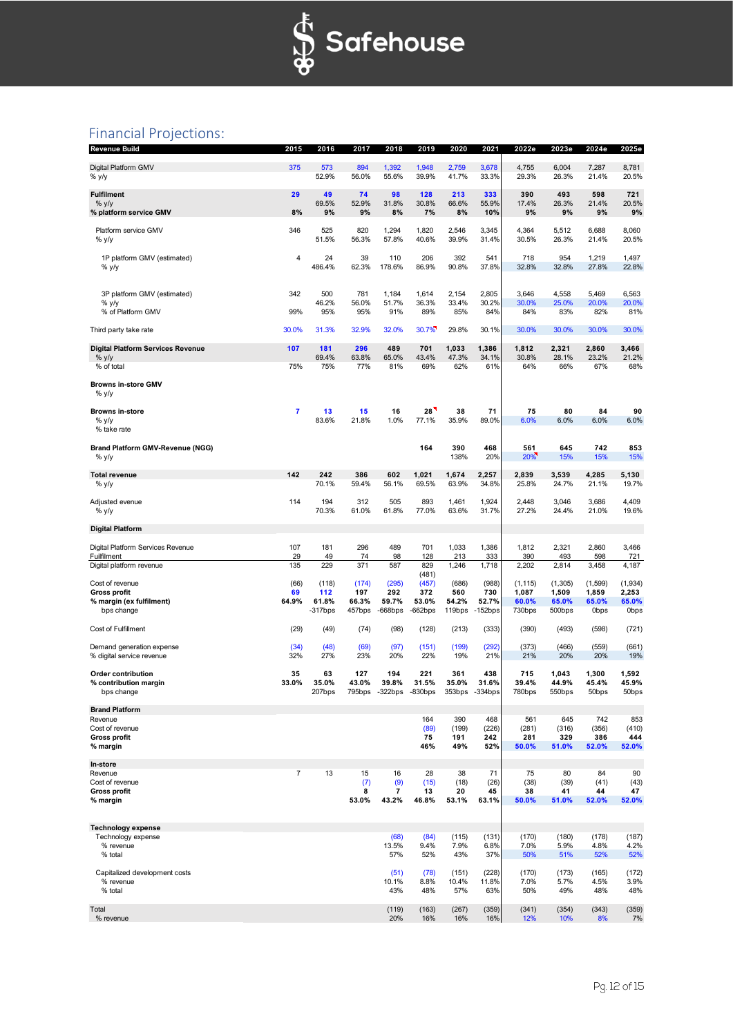# Financial Projections:

| Revenue Build | 2015 | 2016 | 2017 | 2018 | 2019 | 2020 | 2021 | 2022e | 2023e | 2024e | 2025e |
|---|---|---|---|---|---|---|---|---|---|---|---|
| Digital Platform GMV | 375 | 573 | 894 | 1,392 | 1,948 | 2,759 | 3,678 | 4,755 | 6,004 | 7,287 | 8,781 |
| % y/y | | 52.9% | 56.0% | 55.6% | 39.9% | 41.7% | 33.3% | 29.3% | 26.3% | 21.4% | 20.5% |
| **Fulfilment** | **29** | **49** | **74** | **98** | **128** | **213** | **333** | **390** | **493** | **598** | **721** |
| % y/y | | 69.5% | 52.9% | 31.8% | 30.8% | 66.6% | 55.9% | 17.4% | 26.3% | 21.4% | 20.5% |
| **% platform service GMV** | **8%** | **9%** | **9%** | **8%** | **7%** | **8%** | **10%** | **9%** | **9%** | **9%** | **9%** |
| Platform service GMV | 346 | 525 | 820 | 1,294 | 1,820 | 2,546 | 3,345 | 4,364 | 5,512 | 6,688 | 8,060 |
| % y/y | | 51.5% | 56.3% | 57.8% | 40.6% | 39.9% | 31.4% | 30.5% | 26.3% | 21.4% | 20.5% |
| 1P platform GMV (estimated) | 4 | 24 | 39 | 110 | 206 | 392 | 541 | 718 | 954 | 1,219 | 1,497 |
| % y/y | | 486.4% | 62.3% | 178.6% | 86.9% | 90.8% | 37.8% | 32.8% | 32.8% | 27.8% | 22.8% |
| 3P platform GMV (estimated) | 342 | 500 | 781 | 1,184 | 1,614 | 2,154 | 2,805 | 3,646 | 4,558 | 5,469 | 6,563 |
| % y/y | | 46.2% | 56.0% | 51.7% | 36.3% | 33.4% | 30.2% | 30.0% | 25.0% | 20.0% | 20.0% |
| % of Platform GMV | 99% | 95% | 95% | 91% | 89% | 85% | 84% | 84% | 83% | 82% | 81% |
| Third party take rate | 30.0% | 31.3% | 32.9% | 32.0% | 30.7% | 29.8% | 30.1% | 30.0% | 30.0% | 30.0% | 30.0% |
| **Digital Platform Services Revenue** | **107** | **181** | **296** | **489** | **701** | **1,033** | **1,386** | **1,812** | **2,321** | **2,860** | **3,466** |
| % y/y | | 69.4% | 63.8% | 65.0% | 43.4% | 47.3% | 34.1% | 30.8% | 28.1% | 23.2% | 21.2% |
| % of total | 75% | 75% | 77% | 81% | 69% | 62% | 61% | 64% | 66% | 67% | 68% |
| **Browns in-store GMV** | | | | | | | | | | | |
| % y/y | | | | | | | | | | | |
| **Browns in-store** | **7** | **13** | **15** | **16** | **28** | **38** | **71** | **75** | **80** | **84** | **90** |
| % y/y | | 83.6% | 21.8% | 1.0% | 77.1% | 35.9% | 89.0% | 6.0% | 6.0% | 6.0% | 6.0% |
| % take rate | | | | | | | | | | | |
| **Brand Platform GMV-Revenue (NGG)** | | | | | **164** | **390** | **468** | **561** | **645** | **742** | **853** |
| % y/y | | | | | | 138% | 20% | 20% | 15% | 15% | 15% |
| **Total revenue** | **142** | **242** | **386** | **602** | **1,021** | **1,674** | **2,257** | **2,839** | **3,539** | **4,285** | **5,130** |
| % y/y | | 70.1% | 59.4% | 56.1% | 69.5% | 63.9% | 34.8% | 25.8% | 24.7% | 21.1% | 19.7% |
| Adjusted evenue | 114 | 194 | 312 | 505 | 893 | 1,461 | 1,924 | 2,448 | 3,046 | 3,686 | 4,409 |
| % y/y | | 70.3% | 61.0% | 61.8% | 77.0% | 63.6% | 31.7% | 27.2% | 24.4% | 21.0% | 19.6% |
| **Digital Platform** | | | | | | | | | | | |
| Digital Platform Services Revenue | 107 | 181 | 296 | 489 | 701 | 1,033 | 1,386 | 1,812 | 2,321 | 2,860 | 3,466 |
| Fulfilment | 29 | 49 | 74 | 98 | 128 | 213 | 333 | 390 | 493 | 598 | 721 |
| Digital platform revenue | 135 | 229 | 371 | 587 | 829 | 1,246 | 1,718 | 2,202 | 2,814 | 3,458 | 4,187 |
| | | | | | (481) | | | | | | |
| Cost of revenue | (66) | (118) | (174) | (295) | (457) | (686) | (988) | (1,115) | (1,305) | (1,599) | (1,934) |
| **Gross profit** | **69** | **112** | **197** | **292** | **372** | **560** | **730** | **1,087** | **1,509** | **1,859** | **2,253** |
| **% margin (ex fulfilment)** | **64.9%** | **61.8%** | **66.3%** | **59.7%** | **53.0%** | **54.2%** | **52.7%** | **60.0%** | **65.0%** | **65.0%** | **65.0%** |
| bps change | | -317bps | 457bps | -668bps | -662bps | 119bps | -152bps | 730bps | 500bps | 0bps | 0bps |
| Cost of Fulfillment | (29) | (49) | (74) | (98) | (128) | (213) | (333) | (390) | (493) | (598) | (721) |
| Demand generation expense | (34) | (48) | (69) | (97) | (151) | (199) | (292) | (373) | (466) | (559) | (661) |
| % digital service revenue | 32% | 27% | 23% | 20% | 22% | 19% | 21% | 21% | 20% | 20% | 19% |
| **Order contribution** | **35** | **63** | **127** | **194** | **221** | **361** | **438** | **715** | **1,043** | **1,300** | **1,592** |
| **% contribution margin** | **33.0%** | **35.0%** | **43.0%** | **39.8%** | **31.5%** | **35.0%** | **31.6%** | **39.4%** | **44.9%** | **45.4%** | **45.9%** |
| bps change | | 207bps | 795bps | -322bps | -830bps | 353bps | -334bps | 780bps | 550bps | 50bps | 50bps |
| **Brand Platform** | | | | | | | | | | | |
| Revenue | | | | | 164 | 390 | 468 | 561 | 645 | 742 | 853 |
| Cost of revenue | | | | | (89) | (199) | (226) | (281) | (316) | (356) | (410) |
| **Gross profit** | | | | | **75** | **191** | **242** | **281** | **329** | **386** | **444** |
| **% margin** | | | | | **46%** | **49%** | **52%** | **50.0%** | **51.0%** | **52.0%** | **52.0%** |
| **In-store** | | | | | | | | | | | |
| Revenue | 7 | 13 | 15 | 16 | 28 | 38 | 71 | 75 | 80 | 84 | 90 |
| Cost of revenue | | | (7) | (9) | (15) | (18) | (26) | (38) | (39) | (41) | (43) |
| **Gross profit** | | | **8** | **7** | **13** | **20** | **45** | **38** | **41** | **44** | **47** |
| **% margin** | | | **53.0%** | **43.2%** | **46.8%** | **53.1%** | **63.1%** | **50.0%** | **51.0%** | **52.0%** | **52.0%** |
| **Technology expense** | | | | | | | | | | | |
| Technology expense | | | | (68) | (84) | (115) | (131) | (170) | (180) | (178) | (187) |
| % revenue | | | | 13.5% | 9.4% | 7.9% | 6.8% | 7.0% | 5.9% | 4.8% | 4.2% |
| % total | | | | 57% | 52% | 43% | 37% | 50% | 51% | 52% | 52% |
| Capitalized development costs | | | | (51) | (78) | (151) | (228) | (170) | (173) | (165) | (172) |
| % revenue | | | | 10.1% | 8.8% | 10.4% | 11.8% | 7.0% | 5.7% | 4.5% | 3.9% |
| % total | | | | 43% | 48% | 57% | 63% | 50% | 49% | 48% | 48% |
| Total | | | | (119) | (163) | (267) | (359) | (341) | (354) | (343) | (359) |
| % revenue | | | | 20% | 16% | 16% | 16% | 12% | 10% | 8% | 7% |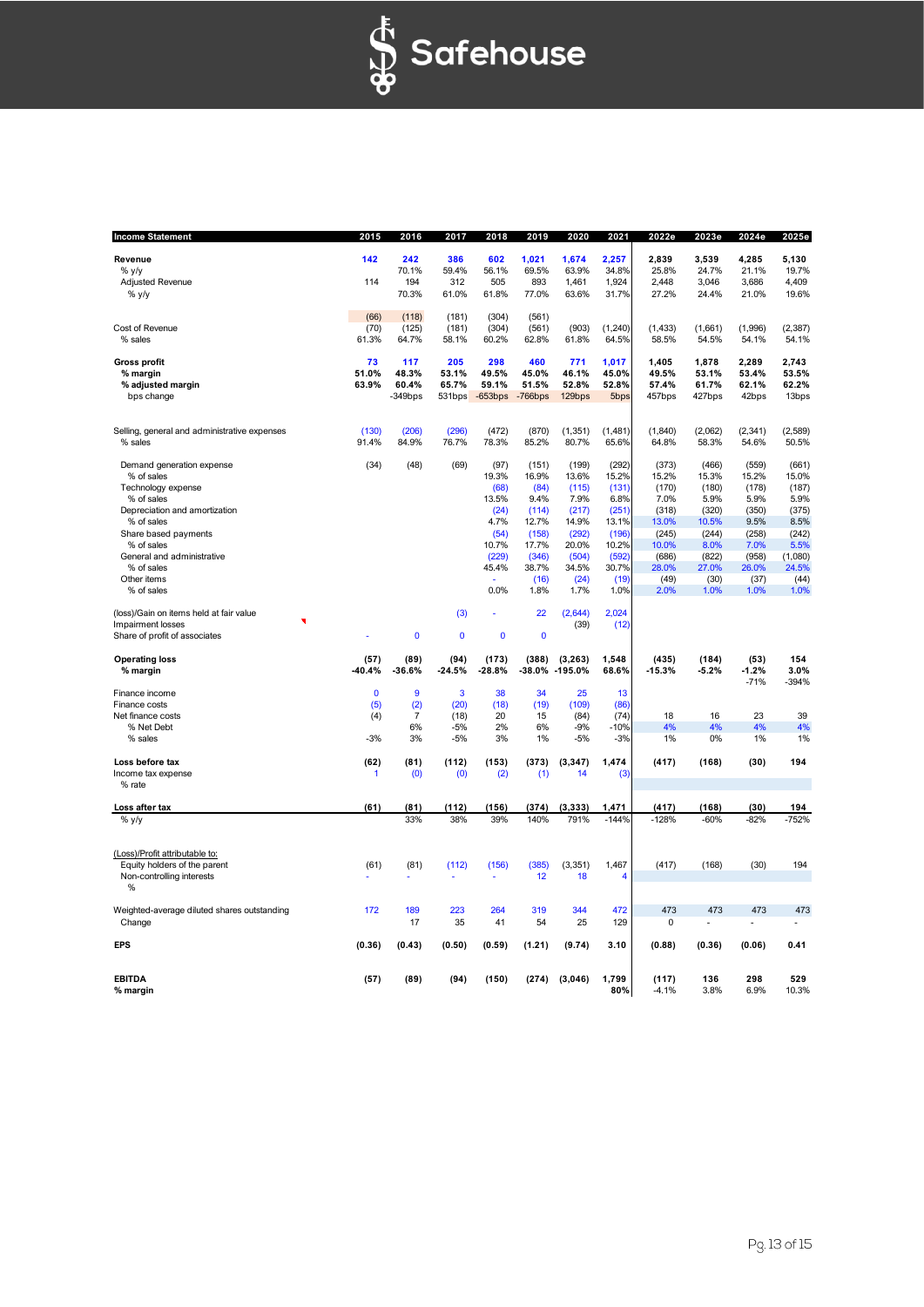| Income Statement | 2015 | 2016 | 2017 | 2018 | 2019 | 2020 | 2021 | 2022e | 2023e | 2024e | 2025e |
|---|---|---|---|---|---|---|---|---|---|---|---|
| **Revenue** | 142 | 242 | 386 | 602 | 1,021 | 1,674 | 2,257 | 2,839 | 3,539 | 4,285 | 5,130 |
| % y/y | | 70.1% | 59.4% | 56.1% | 69.5% | 63.9% | 34.8% | 25.8% | 24.7% | 21.1% | 19.7% |
| Adjusted Revenue | 114 | 194 | 312 | 505 | 893 | 1,461 | 1,924 | 2,448 | 3,046 | 3,686 | 4,409 |
| % y/y | | 70.3% | 61.0% | 61.8% | 77.0% | 63.6% | 31.7% | 27.2% | 24.4% | 21.0% | 19.6% |
| | (66) | (118) | (181) | (304) | (561) | | | | | | |
| Cost of Revenue | (70) | (125) | (181) | (304) | (561) | (903) | (1,240) | (1,433) | (1,661) | (1,996) | (2,387) |
| % sales | 61.3% | 64.7% | 58.1% | 60.2% | 62.8% | 61.8% | 64.5% | 58.5% | 54.5% | 54.1% | 54.1% |
| **Gross profit** | 73 | 117 | 205 | 298 | 460 | 771 | 1,017 | 1,405 | 1,878 | 2,289 | 2,743 |
| **% margin** | 51.0% | 48.3% | 53.1% | 49.5% | 45.0% | 46.1% | 45.0% | 49.5% | 53.1% | 53.4% | 53.5% |
| **% adjusted margin** | 63.9% | 60.4% | 65.7% | 59.1% | 51.5% | 52.8% | 52.8% | 57.4% | 61.7% | 62.1% | 62.2% |
| bps change | | -349bps | 531bps | -653bps | -766bps | 129bps | 5bps | 457bps | 427bps | 42bps | 13bps |
| Selling, general and administrative expenses | (130) | (206) | (296) | (472) | (870) | (1,351) | (1,481) | (1,840) | (2,062) | (2,341) | (2,589) |
| % sales | 91.4% | 84.9% | 76.7% | 78.3% | 85.2% | 80.7% | 65.6% | 64.8% | 58.3% | 54.6% | 50.5% |
| Demand generation expense | (34) | (48) | (69) | (97) | (151) | (199) | (292) | (373) | (466) | (559) | (661) |
| % of sales | | | | 19.3% | 16.9% | 13.6% | 15.2% | 15.2% | 15.3% | 15.2% | 15.0% |
| Technology expense | | | | (68) | (84) | (115) | (131) | (170) | (180) | (178) | (187) |
| % of sales | | | | 13.5% | 9.4% | 7.9% | 6.8% | 7.0% | 5.9% | 5.9% | 5.9% |
| Depreciation and amortization | | | | (24) | (114) | (217) | (251) | (318) | (320) | (350) | (375) |
| % of sales | | | | 4.7% | 12.7% | 14.9% | 13.1% | 13.0% | 10.5% | 9.5% | 8.5% |
| Share based payments | | | | (54) | (158) | (292) | (196) | (245) | (244) | (258) | (242) |
| % of sales | | | | 10.7% | 17.7% | 20.0% | 10.2% | 10.0% | 8.0% | 7.0% | 5.5% |
| General and administrative | | | | (229) | (346) | (504) | (592) | (686) | (822) | (958) | (1,080) |
| % of sales | | | | 45.4% | 38.7% | 34.5% | 30.7% | 28.0% | 27.0% | 26.0% | 24.5% |
| Other items | | | | - | (16) | (24) | (19) | (49) | (30) | (37) | (44) |
| % of sales | | | | 0.0% | 1.8% | 1.7% | 1.0% | 2.0% | 1.0% | 1.0% | 1.0% |
| (loss)/Gain on items held at fair value | | | (3) | - | 22 | (2,644) | 2,024 | | | | |
| Impairment losses | | | | | | (39) | (12) | | | | |
| Share of profit of associates | - | 0 | 0 | 0 | 0 | | | | | | |
| **Operating loss** | (57) | (89) | (94) | (173) | (388) | (3,263) | 1,548 | (435) | (184) | (53) | 154 |
| **% margin** | -40.4% | -36.6% | -24.5% | -28.8% | -38.0% | -195.0% | 68.6% | -15.3% | -5.2% | -1.2% | 3.0% |
| | | | | | | | | | | -71% | -394% |
| Finance income | 0 | 9 | 3 | 38 | 34 | 25 | 13 | | | | |
| Finance costs | (5) | (2) | (20) | (18) | (19) | (109) | (86) | | | | |
| Net finance costs | (4) | 7 | (18) | 20 | 15 | (84) | (74) | 18 | 16 | 23 | 39 |
| % Net Debt | | 6% | -5% | 2% | 6% | -9% | -10% | 4% | 4% | 4% | 4% |
| % sales | -3% | 3% | -5% | 3% | 1% | -5% | -3% | 1% | 0% | 1% | 1% |
| **Loss before tax** | (62) | (81) | (112) | (153) | (373) | (3,347) | 1,474 | (417) | (168) | (30) | 194 |
| Income tax expense | 1 | (0) | (0) | (2) | (1) | 14 | (3) | | | | |
| % rate | | | | | | | | | | | |
| **Loss after tax** | (61) | (81) | (112) | (156) | (374) | (3,333) | 1,471 | (417) | (168) | (30) | 194 |
| % y/y | | 33% | 38% | 39% | 140% | 791% | -144% | -128% | -60% | -82% | -752% |
| (Loss)/Profit attributable to: | | | | | | | | | | | |
| Equity holders of the parent | (61) | (81) | (112) | (156) | (385) | (3,351) | 1,467 | (417) | (168) | (30) | 194 |
| Non-controlling interests | - | - | - | - | 12 | 18 | 4 | | | | |
| % | | | | | | | | | | | |
| Weighted-average diluted shares outstanding | 172 | 189 | 223 | 264 | 319 | 344 | 472 | 473 | 473 | 473 | 473 |
| Change | | 17 | 35 | 41 | 54 | 25 | 129 | 0 | - | - | - |
| **EPS** | (0.36) | (0.43) | (0.50) | (0.59) | (1.21) | (9.74) | 3.10 | (0.88) | (0.36) | (0.06) | 0.41 |
| **EBITDA** | (57) | (89) | (94) | (150) | (274) | (3,046) | 1,799 | (117) | 136 | 298 | 529 |
| **% margin** | | | | | | | 80% | -4.1% | 3.8% | 6.9% | 10.3% |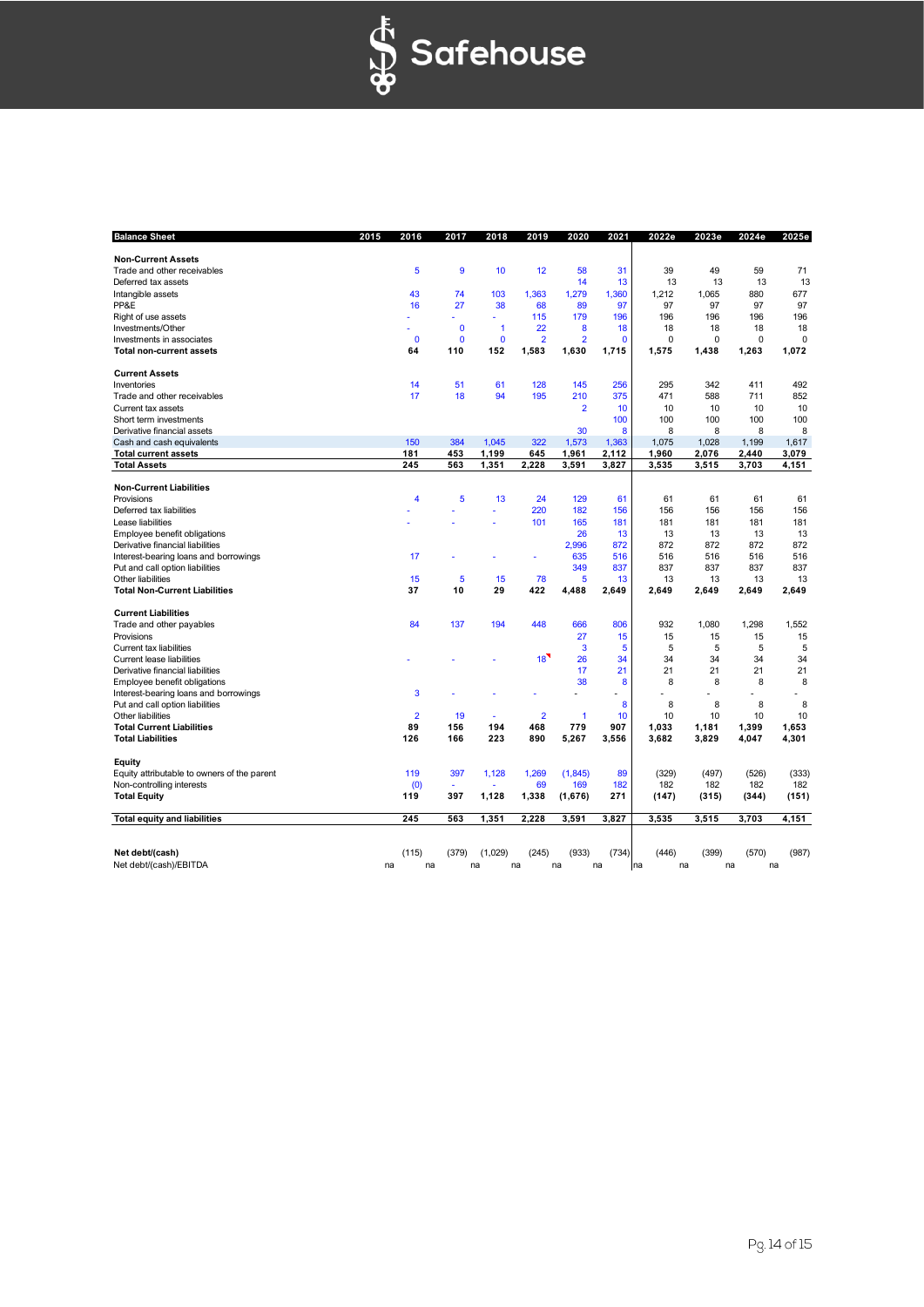| Balance Sheet | 2015 | 2016 | 2017 | 2018 | 2019 | 2020 | 2021 | 2022e | 2023e | 2024e | 2025e |
|---|---|---|---|---|---|---|---|---|---|---|---|
| **Non-Current Assets** | | | | | | | | | | | |
| Trade and other receivables | | 5 | 9 | 10 | 12 | 58 | 31 | 39 | 49 | 59 | 71 |
| Deferred tax assets | | | | | | 14 | 13 | 13 | 13 | 13 | 13 |
| Intangible assets | | 43 | 74 | 103 | 1,363 | 1,279 | 1,360 | 1,212 | 1,065 | 880 | 677 |
| PP&E | | 16 | 27 | 38 | 68 | 89 | 97 | 97 | 97 | 97 | 97 |
| Right of use assets | | - | - | - | 115 | 179 | 196 | 196 | 196 | 196 | 196 |
| Investments/Other | | - | 0 | 1 | 22 | 8 | 18 | 18 | 18 | 18 | 18 |
| Investments in associates | | 0 | 0 | 0 | 2 | 2 | 0 | 0 | 0 | 0 | 0 |
| **Total non-current assets** | | **64** | **110** | **152** | **1,583** | **1,630** | **1,715** | **1,575** | **1,438** | **1,263** | **1,072** |
| **Current Assets** | | | | | | | | | | | |
| Inventories | | 14 | 51 | 61 | 128 | 145 | 256 | 295 | 342 | 411 | 492 |
| Trade and other receivables | | 17 | 18 | 94 | 195 | 210 | 375 | 471 | 588 | 711 | 852 |
| Current tax assets | | | | | | 2 | 10 | 10 | 10 | 10 | 10 |
| Short term investments | | | | | | | 100 | 100 | 100 | 100 | 100 |
| Derivative financial assets | | | | | | 30 | 8 | 8 | 8 | 8 | 8 |
| Cash and cash equivalents | | 150 | 384 | 1,045 | 322 | 1,573 | 1,363 | 1,075 | 1,028 | 1,199 | 1,617 |
| **Total current assets** | | **181** | **453** | **1,199** | **645** | **1,961** | **2,112** | **1,960** | **2,076** | **2,440** | **3,079** |
| **Total Assets** | | **245** | **563** | **1,351** | **2,228** | **3,591** | **3,827** | **3,535** | **3,515** | **3,703** | **4,151** |
| **Non-Current Liabilities** | | | | | | | | | | | |
| Provisions | | 4 | 5 | 13 | 24 | 129 | 61 | 61 | 61 | 61 | 61 |
| Deferred tax liabilities | | - | - | - | 220 | 182 | 156 | 156 | 156 | 156 | 156 |
| Lease liabilities | | - | - | - | 101 | 165 | 181 | 181 | 181 | 181 | 181 |
| Employee benefit obligations | | | | | | 26 | 13 | 13 | 13 | 13 | 13 |
| Derivative financial liabilities | | | | | | 2,996 | 872 | 872 | 872 | 872 | 872 |
| Interest-bearing loans and borrowings | | 17 | - | - | - | 635 | 516 | 516 | 516 | 516 | 516 |
| Put and call option liabilities | | | | | | 349 | 837 | 837 | 837 | 837 | 837 |
| Other liabilities | | 15 | 5 | 15 | 78 | 5 | 13 | 13 | 13 | 13 | 13 |
| **Total Non-Current Liabilities** | | **37** | **10** | **29** | **422** | **4,488** | **2,649** | **2,649** | **2,649** | **2,649** | **2,649** |
| **Current Liabilities** | | | | | | | | | | | |
| Trade and other payables | | 84 | 137 | 194 | 448 | 666 | 806 | 932 | 1,080 | 1,298 | 1,552 |
| Provisions | | | | | | 27 | 15 | 15 | 15 | 15 | 15 |
| Current tax liabilities | | | | | | 3 | 5 | 5 | 5 | 5 | 5 |
| Current lease liabilities | | - | - | - | 18 | 26 | 34 | 34 | 34 | 34 | 34 |
| Derivative financial liabilities | | | | | | 17 | 21 | 21 | 21 | 21 | 21 |
| Employee benefit obligations | | | | | | 38 | 8 | 8 | 8 | 8 | 8 |
| Interest-bearing loans and borrowings | | 3 | - | - | - | - | - | - | - | - | - |
| Put and call option liabilities | | | | | | | 8 | 8 | 8 | 8 | 8 |
| Other liabilities | | 2 | 19 | - | 2 | 1 | 10 | 10 | 10 | 10 | 10 |
| **Total Current Liabilities** | | **89** | **156** | **194** | **468** | **779** | **907** | **1,033** | **1,181** | **1,399** | **1,653** |
| **Total Liabilities** | | **126** | **166** | **223** | **890** | **5,267** | **3,556** | **3,682** | **3,829** | **4,047** | **4,301** |
| **Equity** | | | | | | | | | | | |
| Equity attributable to owners of the parent | | 119 | 397 | 1,128 | 1,269 | (1,845) | 89 | (329) | (497) | (526) | (333) |
| Non-controlling interests | | (0) | - | - | 69 | 169 | 182 | 182 | 182 | 182 | 182 |
| **Total Equity** | | **119** | **397** | **1,128** | **1,338** | **(1,676)** | **271** | **(147)** | **(315)** | **(344)** | **(151)** |
| **Total equity and liabilities** | | **245** | **563** | **1,351** | **2,228** | **3,591** | **3,827** | **3,535** | **3,515** | **3,703** | **4,151** |
| **Net debt/(cash)** | | (115) | (379) | (1,029) | (245) | (933) | (734) | (446) | (399) | (570) | (987) |
| Net debt/(cash)/EBITDA | na | na | na | na | na | na | na | na | na | na | na |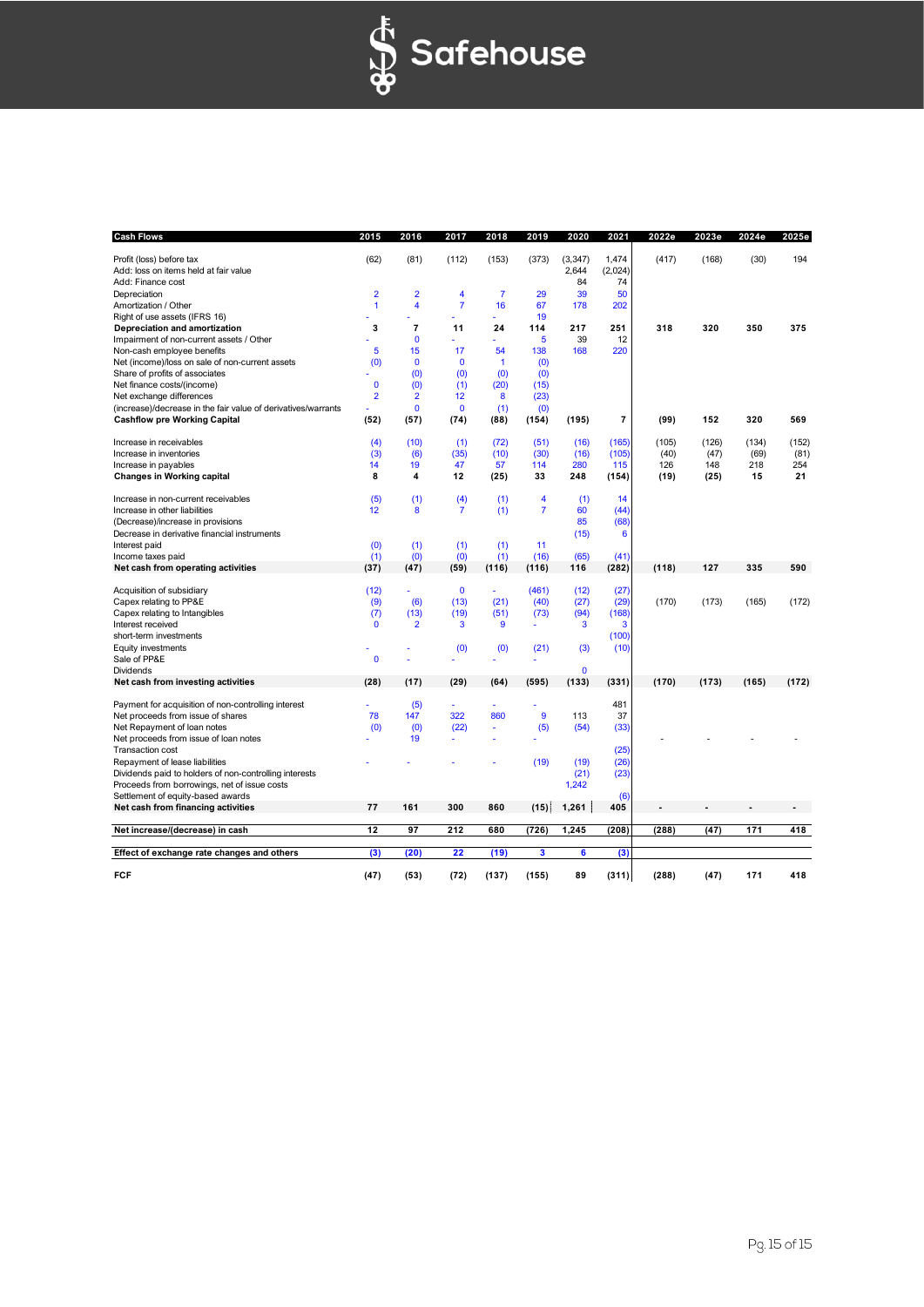| Cash Flows | 2015 | 2016 | 2017 | 2018 | 2019 | 2020 | 2021 | 2022e | 2023e | 2024e | 2025e |
|---|---|---|---|---|---|---|---|---|---|---|---|
| Profit (loss) before tax | (62) | (81) | (112) | (153) | (373) | (3,347) | 1,474 | (417) | (168) | (30) | 194 |
| Add: loss on items held at fair value | | | | | | 2,644 | (2,024) | | | | |
| Add: Finance cost | | | | | | 84 | 74 | | | | |
| Depreciation | 2 | 2 | 4 | 7 | 29 | 39 | 50 | | | | |
| Amortization / Other | 1 | 4 | 7 | 16 | 67 | 178 | 202 | | | | |
| Right of use assets (IFRS 16) | - | - | - | - | 19 | | | | | | |
| **Depreciation and amortization** | **3** | **7** | **11** | **24** | **114** | **217** | **251** | **318** | **320** | **350** | **375** |
| Impairment of non-current assets / Other | - | 0 | - | - | 5 | 39 | 12 | | | | |
| Non-cash employee benefits | 5 | 15 | 17 | 54 | 138 | 168 | 220 | | | | |
| Net (income)/loss on sale of non-current assets | (0) | 0 | 0 | 1 | (0) | | | | | | |
| Share of profits of associates | - | (0) | (0) | (0) | (0) | | | | | | |
| Net finance costs/(income) | 0 | (0) | (1) | (20) | (15) | | | | | | |
| Net exchange differences | 2 | 2 | 12 | 8 | (23) | | | | | | |
| (increase)/decrease in the fair value of derivatives/warrants | - | 0 | 0 | (1) | (0) | | | | | | |
| **Cashflow pre Working Capital** | **(52)** | **(57)** | **(74)** | **(88)** | **(154)** | **(195)** | **7** | **(99)** | **152** | **320** | **569** |
| Increase in receivables | (4) | (10) | (1) | (72) | (51) | (16) | (165) | (105) | (126) | (134) | (152) |
| Increase in inventories | (3) | (6) | (35) | (10) | (30) | (16) | (105) | (40) | (47) | (69) | (81) |
| Increase in payables | 14 | 19 | 47 | 57 | 114 | 280 | 115 | 126 | 148 | 218 | 254 |
| **Changes in Working capital** | **8** | **4** | **12** | **(25)** | **33** | **248** | **(154)** | **(19)** | **(25)** | **15** | **21** |
| Increase in non-current receivables | (5) | (1) | (4) | (1) | 4 | (1) | 14 | | | | |
| Increase in other liabilities | 12 | 8 | 7 | (1) | 7 | 60 | (44) | | | | |
| (Decrease)/increase in provisions | | | | | | 85 | (68) | | | | |
| Decrease in derivative financial instruments | | | | | | (15) | 6 | | | | |
| Interest paid | (0) | (1) | (1) | (1) | 11 | | | | | | |
| Income taxes paid | (1) | (0) | (0) | (1) | (16) | (65) | (41) | | | | |
| **Net cash from operating activities** | **(37)** | **(47)** | **(59)** | **(116)** | **(116)** | **116** | **(282)** | **(118)** | **127** | **335** | **590** |
| Acquisition of subsidiary | (12) | - | 0 | - | (461) | (12) | (27) | | | | |
| Capex relating to PP&E | (9) | (6) | (13) | (21) | (40) | (27) | (29) | (170) | (173) | (165) | (172) |
| Capex relating to Intangibles | (7) | (13) | (19) | (51) | (73) | (94) | (168) | | | | |
| Interest received | 0 | 2 | 3 | 9 | - | 3 | 3 | | | | |
| short-term investments | | | | | | | (100) | | | | |
| Equity investments | - | - | (0) | (0) | (21) | (3) | (10) | | | | |
| Sale of PP&E | 0 | - | - | - | - | | | | | | |
| Dividends | | | | | | 0 | | | | | |
| **Net cash from investing activities** | **(28)** | **(17)** | **(29)** | **(64)** | **(595)** | **(133)** | **(331)** | **(170)** | **(173)** | **(165)** | **(172)** |
| Payment for acquisition of non-controlling interest | - | (5) | - | - | - | | 481 | | | | |
| Net proceeds from issue of shares | 78 | 147 | 322 | 860 | 9 | 113 | 37 | | | | |
| Net Repayment of loan notes | (0) | (0) | (22) | - | (5) | (54) | (33) | | | | |
| Net proceeds from issue of loan notes | - | 19 | - | - | - | | | - | - | - | - |
| Transaction cost | | | | | | | (25) | | | | |
| Repayment of lease liabilities | - | - | - | - | (19) | (19) | (26) | | | | |
| Dividends paid to holders of non-controlling interests | | | | | | (21) | (23) | | | | |
| Proceeds from borrowings, net of issue costs | | | | | | 1,242 | | | | | |
| Settlement of equity-based awards | | | | | | | (6) | | | | |
| **Net cash from financing activities** | **77** | **161** | **300** | **860** | **(15)** | **1,261** | **405** | **-** | **-** | **-** | **-** |
| **Net increase/(decrease) in cash** | **12** | **97** | **212** | **680** | **(726)** | **1,245** | **(208)** | **(288)** | **(47)** | **171** | **418** |
| **Effect of exchange rate changes and others** | **(3)** | **(20)** | **22** | **(19)** | **3** | **6** | **(3)** | | | | |
| **FCF** | **(47)** | **(53)** | **(72)** | **(137)** | **(155)** | **89** | **(311)** | **(288)** | **(47)** | **171** | **418** |